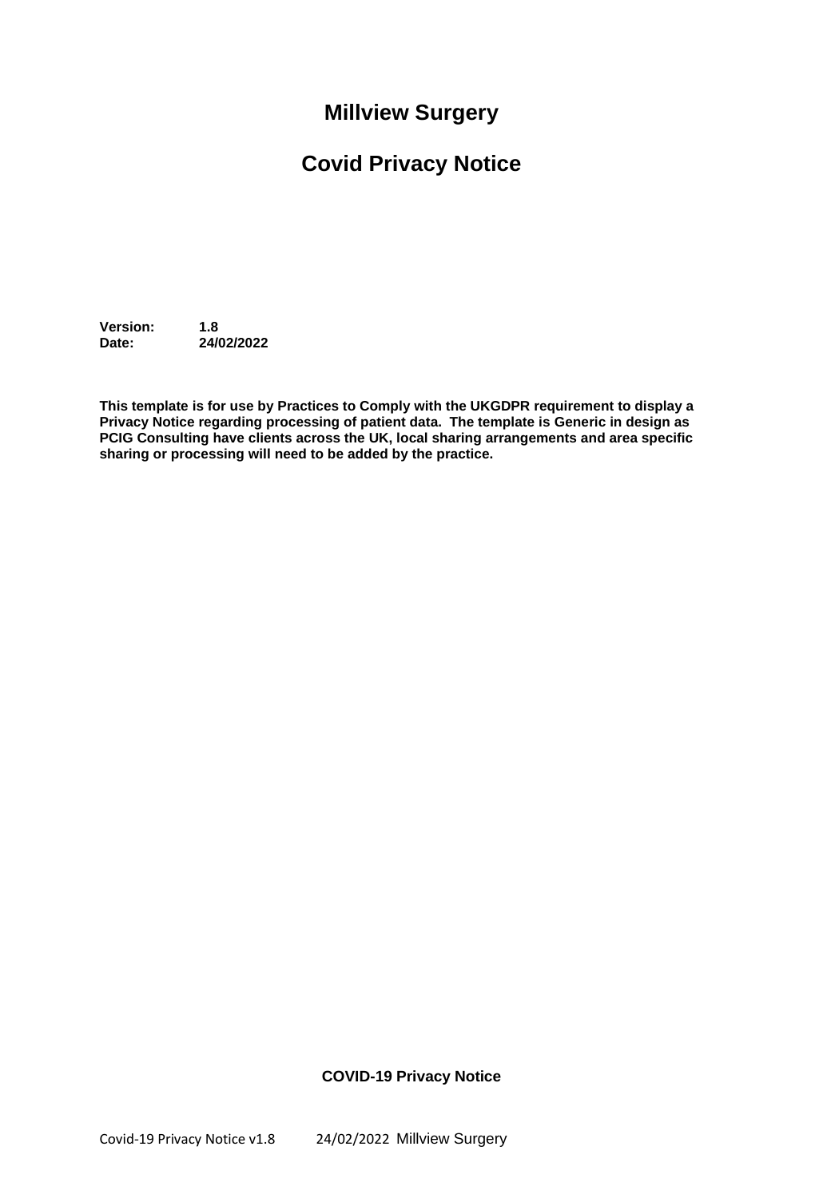# Millview Surgery

# Covid Privacy Notice

**Version:** 1.8
**Date:** 24/02/2022

**This template is for use by Practices to Comply with the UKGDPR requirement to display a Privacy Notice regarding processing of patient data. The template is Generic in design as PCIG Consulting have clients across the UK, local sharing arrangements and area specific sharing or processing will need to be added by the practice.**

**COVID-19 Privacy Notice**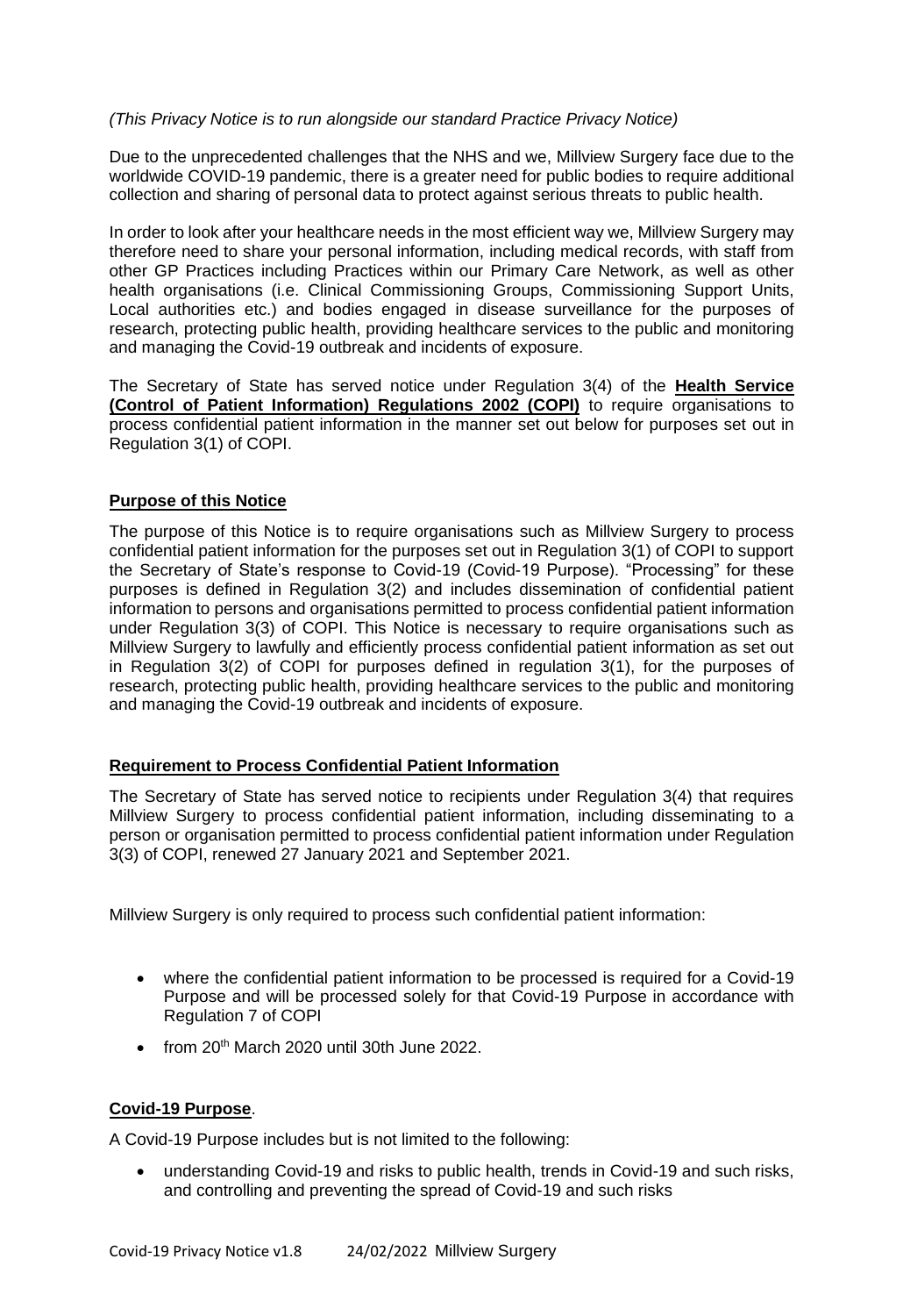*(This Privacy Notice is to run alongside our standard Practice Privacy Notice)*

Due to the unprecedented challenges that the NHS and we, Millview Surgery face due to the worldwide COVID-19 pandemic, there is a greater need for public bodies to require additional collection and sharing of personal data to protect against serious threats to public health.

In order to look after your healthcare needs in the most efficient way we, Millview Surgery may therefore need to share your personal information, including medical records, with staff from other GP Practices including Practices within our Primary Care Network, as well as other health organisations (i.e. Clinical Commissioning Groups, Commissioning Support Units, Local authorities etc.) and bodies engaged in disease surveillance for the purposes of research, protecting public health, providing healthcare services to the public and monitoring and managing the Covid-19 outbreak and incidents of exposure.

The Secretary of State has served notice under Regulation 3(4) of the **Health Service (Control of Patient Information) Regulations 2002 (COPI)** to require organisations to process confidential patient information in the manner set out below for purposes set out in Regulation 3(1) of COPI.

## Purpose of this Notice

The purpose of this Notice is to require organisations such as Millview Surgery to process confidential patient information for the purposes set out in Regulation 3(1) of COPI to support the Secretary of State's response to Covid-19 (Covid-19 Purpose). "Processing" for these purposes is defined in Regulation 3(2) and includes dissemination of confidential patient information to persons and organisations permitted to process confidential patient information under Regulation 3(3) of COPI. This Notice is necessary to require organisations such as Millview Surgery to lawfully and efficiently process confidential patient information as set out in Regulation 3(2) of COPI for purposes defined in regulation 3(1), for the purposes of research, protecting public health, providing healthcare services to the public and monitoring and managing the Covid-19 outbreak and incidents of exposure.

## Requirement to Process Confidential Patient Information

The Secretary of State has served notice to recipients under Regulation 3(4) that requires Millview Surgery to process confidential patient information, including disseminating to a person or organisation permitted to process confidential patient information under Regulation 3(3) of COPI, renewed 27 January 2021 and September 2021.

Millview Surgery is only required to process such confidential patient information:

- where the confidential patient information to be processed is required for a Covid-19 Purpose and will be processed solely for that Covid-19 Purpose in accordance with Regulation 7 of COPI
- from 20th March 2020 until 30th June 2022.

## Covid-19 Purpose.

A Covid-19 Purpose includes but is not limited to the following:

- understanding Covid-19 and risks to public health, trends in Covid-19 and such risks, and controlling and preventing the spread of Covid-19 and such risks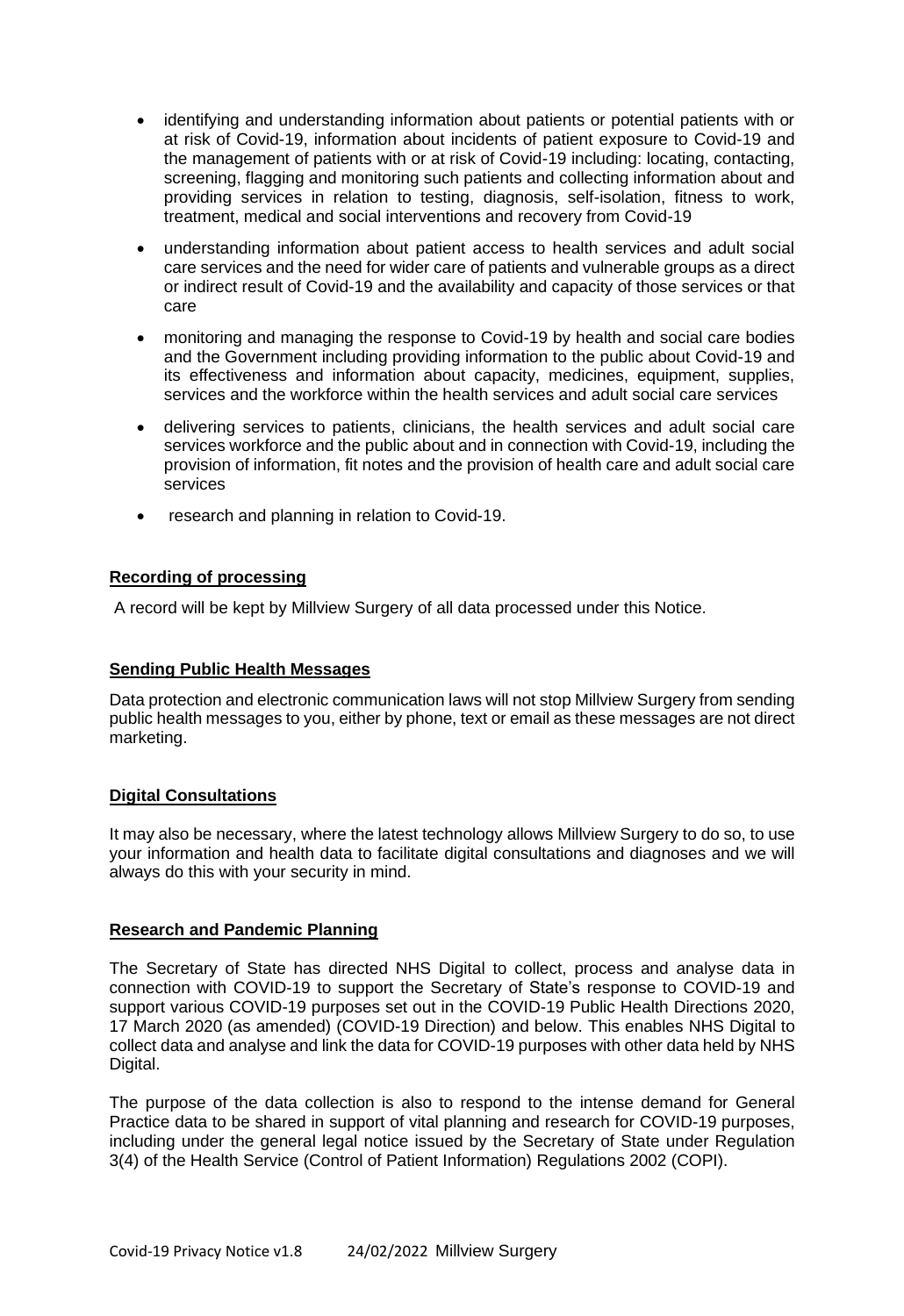- identifying and understanding information about patients or potential patients with or at risk of Covid-19, information about incidents of patient exposure to Covid-19 and the management of patients with or at risk of Covid-19 including: locating, contacting, screening, flagging and monitoring such patients and collecting information about and providing services in relation to testing, diagnosis, self-isolation, fitness to work, treatment, medical and social interventions and recovery from Covid-19
- understanding information about patient access to health services and adult social care services and the need for wider care of patients and vulnerable groups as a direct or indirect result of Covid-19 and the availability and capacity of those services or that care
- monitoring and managing the response to Covid-19 by health and social care bodies and the Government including providing information to the public about Covid-19 and its effectiveness and information about capacity, medicines, equipment, supplies, services and the workforce within the health services and adult social care services
- delivering services to patients, clinicians, the health services and adult social care services workforce and the public about and in connection with Covid-19, including the provision of information, fit notes and the provision of health care and adult social care services
- research and planning in relation to Covid-19.

**Recording of processing**

A record will be kept by Millview Surgery of all data processed under this Notice.

**Sending Public Health Messages**

Data protection and electronic communication laws will not stop Millview Surgery from sending public health messages to you, either by phone, text or email as these messages are not direct marketing.

**Digital Consultations**

It may also be necessary, where the latest technology allows Millview Surgery to do so, to use your information and health data to facilitate digital consultations and diagnoses and we will always do this with your security in mind.

**Research and Pandemic Planning**

The Secretary of State has directed NHS Digital to collect, process and analyse data in connection with COVID-19 to support the Secretary of State's response to COVID-19 and support various COVID-19 purposes set out in the COVID-19 Public Health Directions 2020, 17 March 2020 (as amended) (COVID-19 Direction) and below. This enables NHS Digital to collect data and analyse and link the data for COVID-19 purposes with other data held by NHS Digital.

The purpose of the data collection is also to respond to the intense demand for General Practice data to be shared in support of vital planning and research for COVID-19 purposes, including under the general legal notice issued by the Secretary of State under Regulation 3(4) of the Health Service (Control of Patient Information) Regulations 2002 (COPI).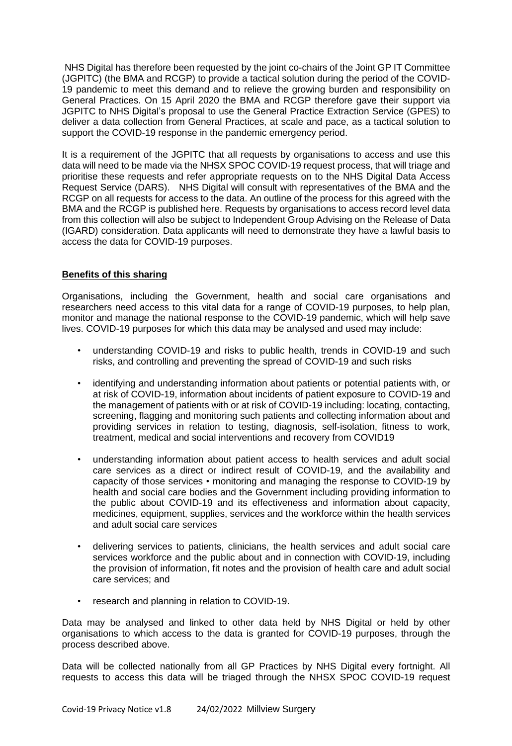NHS Digital has therefore been requested by the joint co-chairs of the Joint GP IT Committee (JGPITC) (the BMA and RCGP) to provide a tactical solution during the period of the COVID-19 pandemic to meet this demand and to relieve the growing burden and responsibility on General Practices. On 15 April 2020 the BMA and RCGP therefore gave their support via JGPITC to NHS Digital's proposal to use the General Practice Extraction Service (GPES) to deliver a data collection from General Practices, at scale and pace, as a tactical solution to support the COVID-19 response in the pandemic emergency period.

It is a requirement of the JGPITC that all requests by organisations to access and use this data will need to be made via the NHSX SPOC COVID-19 request process, that will triage and prioritise these requests and refer appropriate requests on to the NHS Digital Data Access Request Service (DARS). NHS Digital will consult with representatives of the BMA and the RCGP on all requests for access to the data. An outline of the process for this agreed with the BMA and the RCGP is published here. Requests by organisations to access record level data from this collection will also be subject to Independent Group Advising on the Release of Data (IGARD) consideration. Data applicants will need to demonstrate they have a lawful basis to access the data for COVID-19 purposes.

**Benefits of this sharing**

Organisations, including the Government, health and social care organisations and researchers need access to this vital data for a range of COVID-19 purposes, to help plan, monitor and manage the national response to the COVID-19 pandemic, which will help save lives. COVID-19 purposes for which this data may be analysed and used may include:

- understanding COVID-19 and risks to public health, trends in COVID-19 and such risks, and controlling and preventing the spread of COVID-19 and such risks
- identifying and understanding information about patients or potential patients with, or at risk of COVID-19, information about incidents of patient exposure to COVID-19 and the management of patients with or at risk of COVID-19 including: locating, contacting, screening, flagging and monitoring such patients and collecting information about and providing services in relation to testing, diagnosis, self-isolation, fitness to work, treatment, medical and social interventions and recovery from COVID19
- understanding information about patient access to health services and adult social care services as a direct or indirect result of COVID-19, and the availability and capacity of those services • monitoring and managing the response to COVID-19 by health and social care bodies and the Government including providing information to the public about COVID-19 and its effectiveness and information about capacity, medicines, equipment, supplies, services and the workforce within the health services and adult social care services
- delivering services to patients, clinicians, the health services and adult social care services workforce and the public about and in connection with COVID-19, including the provision of information, fit notes and the provision of health care and adult social care services; and
- research and planning in relation to COVID-19.

Data may be analysed and linked to other data held by NHS Digital or held by other organisations to which access to the data is granted for COVID-19 purposes, through the process described above.

Data will be collected nationally from all GP Practices by NHS Digital every fortnight. All requests to access this data will be triaged through the NHSX SPOC COVID-19 request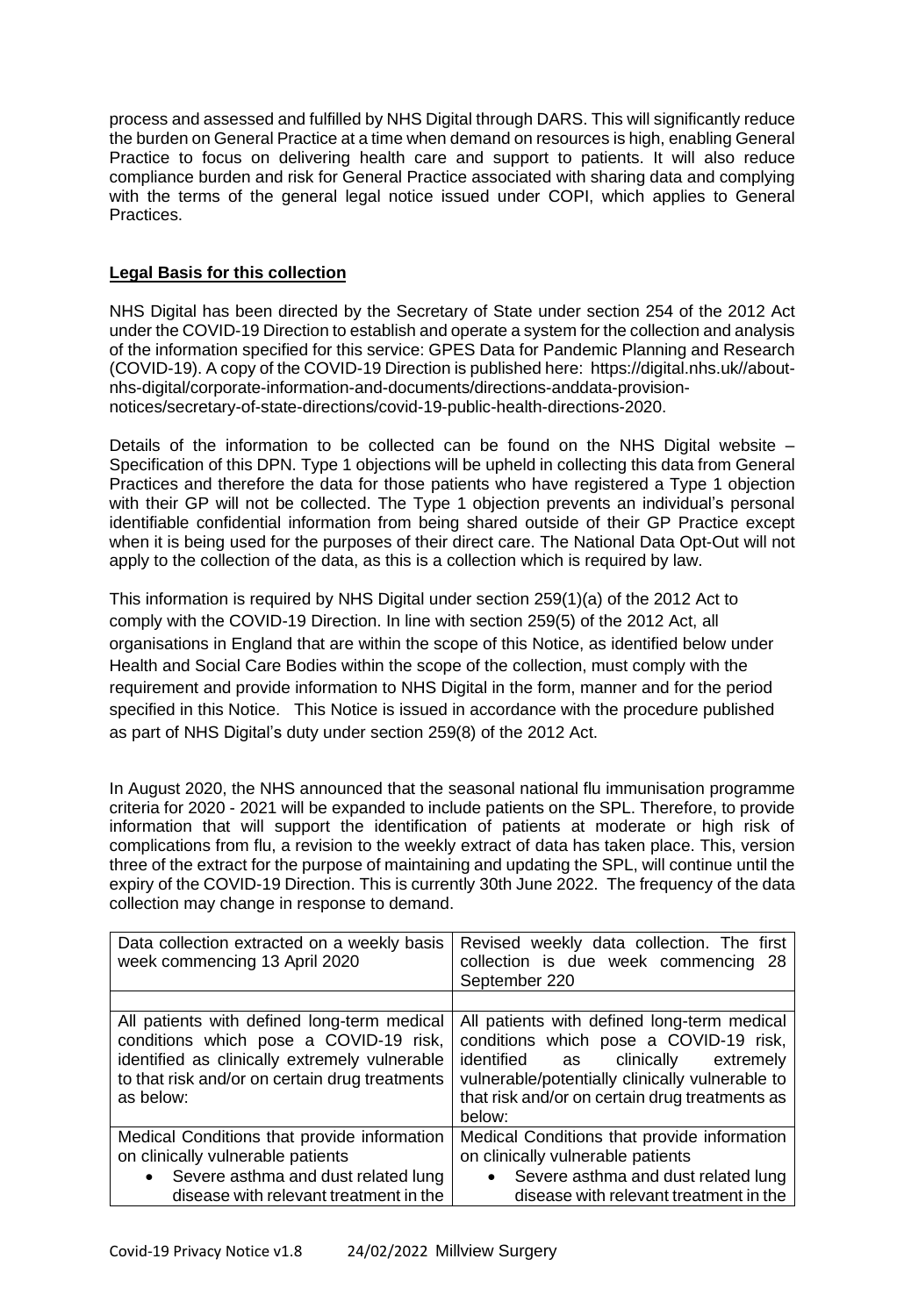process and assessed and fulfilled by NHS Digital through DARS. This will significantly reduce the burden on General Practice at a time when demand on resources is high, enabling General Practice to focus on delivering health care and support to patients. It will also reduce compliance burden and risk for General Practice associated with sharing data and complying with the terms of the general legal notice issued under COPI, which applies to General Practices.

**Legal Basis for this collection**

NHS Digital has been directed by the Secretary of State under section 254 of the 2012 Act under the COVID-19 Direction to establish and operate a system for the collection and analysis of the information specified for this service: GPES Data for Pandemic Planning and Research (COVID-19). A copy of the COVID-19 Direction is published here: https://digital.nhs.uk//about-nhs-digital/corporate-information-and-documents/directions-anddata-provision-notices/secretary-of-state-directions/covid-19-public-health-directions-2020.

Details of the information to be collected can be found on the NHS Digital website – Specification of this DPN. Type 1 objections will be upheld in collecting this data from General Practices and therefore the data for those patients who have registered a Type 1 objection with their GP will not be collected. The Type 1 objection prevents an individual's personal identifiable confidential information from being shared outside of their GP Practice except when it is being used for the purposes of their direct care. The National Data Opt-Out will not apply to the collection of the data, as this is a collection which is required by law.

This information is required by NHS Digital under section 259(1)(a) of the 2012 Act to comply with the COVID-19 Direction. In line with section 259(5) of the 2012 Act, all organisations in England that are within the scope of this Notice, as identified below under Health and Social Care Bodies within the scope of the collection, must comply with the requirement and provide information to NHS Digital in the form, manner and for the period specified in this Notice. This Notice is issued in accordance with the procedure published as part of NHS Digital's duty under section 259(8) of the 2012 Act.

In August 2020, the NHS announced that the seasonal national flu immunisation programme criteria for 2020 - 2021 will be expanded to include patients on the SPL. Therefore, to provide information that will support the identification of patients at moderate or high risk of complications from flu, a revision to the weekly extract of data has taken place. This, version three of the extract for the purpose of maintaining and updating the SPL, will continue until the expiry of the COVID-19 Direction. This is currently 30th June 2022. The frequency of the data collection may change in response to demand.

| Data collection extracted on a weekly basis week commencing 13 April 2020 | Revised weekly data collection. The first collection is due week commencing 28 September 220 |
|---|---|
| | |
| All patients with defined long-term medical conditions which pose a COVID-19 risk, identified as clinically extremely vulnerable to that risk and/or on certain drug treatments as below: | All patients with defined long-term medical conditions which pose a COVID-19 risk, identified as clinically extremely vulnerable/potentially clinically vulnerable to that risk and/or on certain drug treatments as below: |
| Medical Conditions that provide information on clinically vulnerable patients<br>• Severe asthma and dust related lung disease with relevant treatment in the | Medical Conditions that provide information on clinically vulnerable patients<br>• Severe asthma and dust related lung disease with relevant treatment in the |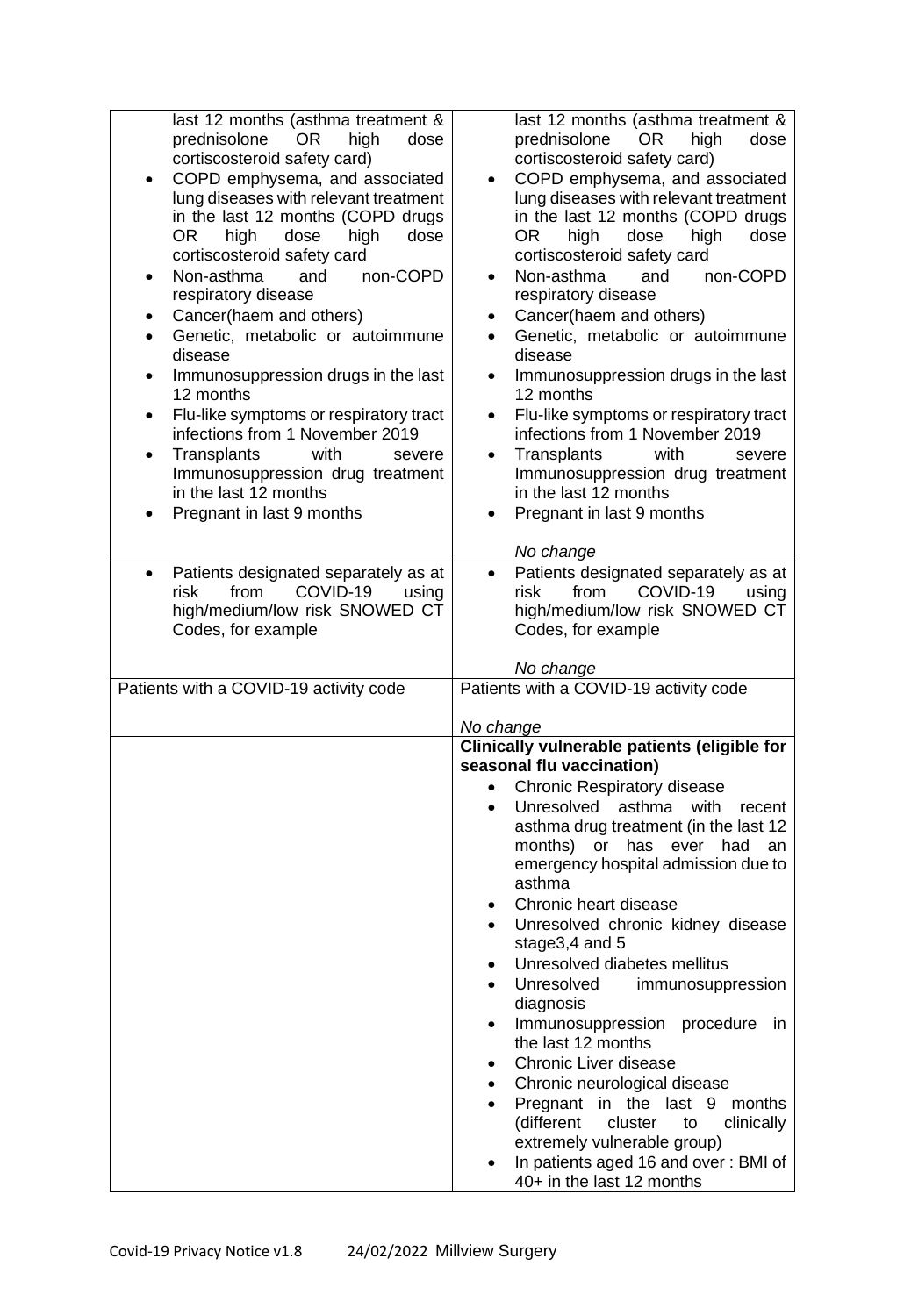| | |
|---|---|
| last 12 months (asthma treatment & prednisolone OR high dose cortiscosteroid safety card)<br>• COPD emphysema, and associated lung diseases with relevant treatment in the last 12 months (COPD drugs OR high dose high dose cortiscosteroid safety card<br>• Non-asthma and non-COPD respiratory disease<br>• Cancer(haem and others)<br>• Genetic, metabolic or autoimmune disease<br>• Immunosuppression drugs in the last 12 months<br>• Flu-like symptoms or respiratory tract infections from 1 November 2019<br>• Transplants with severe Immunosuppression drug treatment in the last 12 months<br>• Pregnant in last 9 months | last 12 months (asthma treatment & prednisolone OR high dose cortiscosteroid safety card)<br>• COPD emphysema, and associated lung diseases with relevant treatment in the last 12 months (COPD drugs OR high dose high dose cortiscosteroid safety card<br>• Non-asthma and non-COPD respiratory disease<br>• Cancer(haem and others)<br>• Genetic, metabolic or autoimmune disease<br>• Immunosuppression drugs in the last 12 months<br>• Flu-like symptoms or respiratory tract infections from 1 November 2019<br>• Transplants with severe Immunosuppression drug treatment in the last 12 months<br>• Pregnant in last 9 months<br><br>*No change* |
| • Patients designated separately as at risk from COVID-19 using high/medium/low risk SNOWED CT Codes, for example | • Patients designated separately as at risk from COVID-19 using high/medium/low risk SNOWED CT Codes, for example<br><br>*No change* |
| Patients with a COVID-19 activity code | Patients with a COVID-19 activity code<br><br>*No change* |
| | **Clinically vulnerable patients (eligible for seasonal flu vaccination)**<br>• Chronic Respiratory disease<br>• Unresolved asthma with recent asthma drug treatment (in the last 12 months) or has ever had an emergency hospital admission due to asthma<br>• Chronic heart disease<br>• Unresolved chronic kidney disease stage3,4 and 5<br>• Unresolved diabetes mellitus<br>• Unresolved immunosuppression diagnosis<br>• Immunosuppression procedure in the last 12 months<br>• Chronic Liver disease<br>• Chronic neurological disease<br>• Pregnant in the last 9 months (different cluster to clinically extremely vulnerable group)<br>• In patients aged 16 and over : BMI of 40+ in the last 12 months |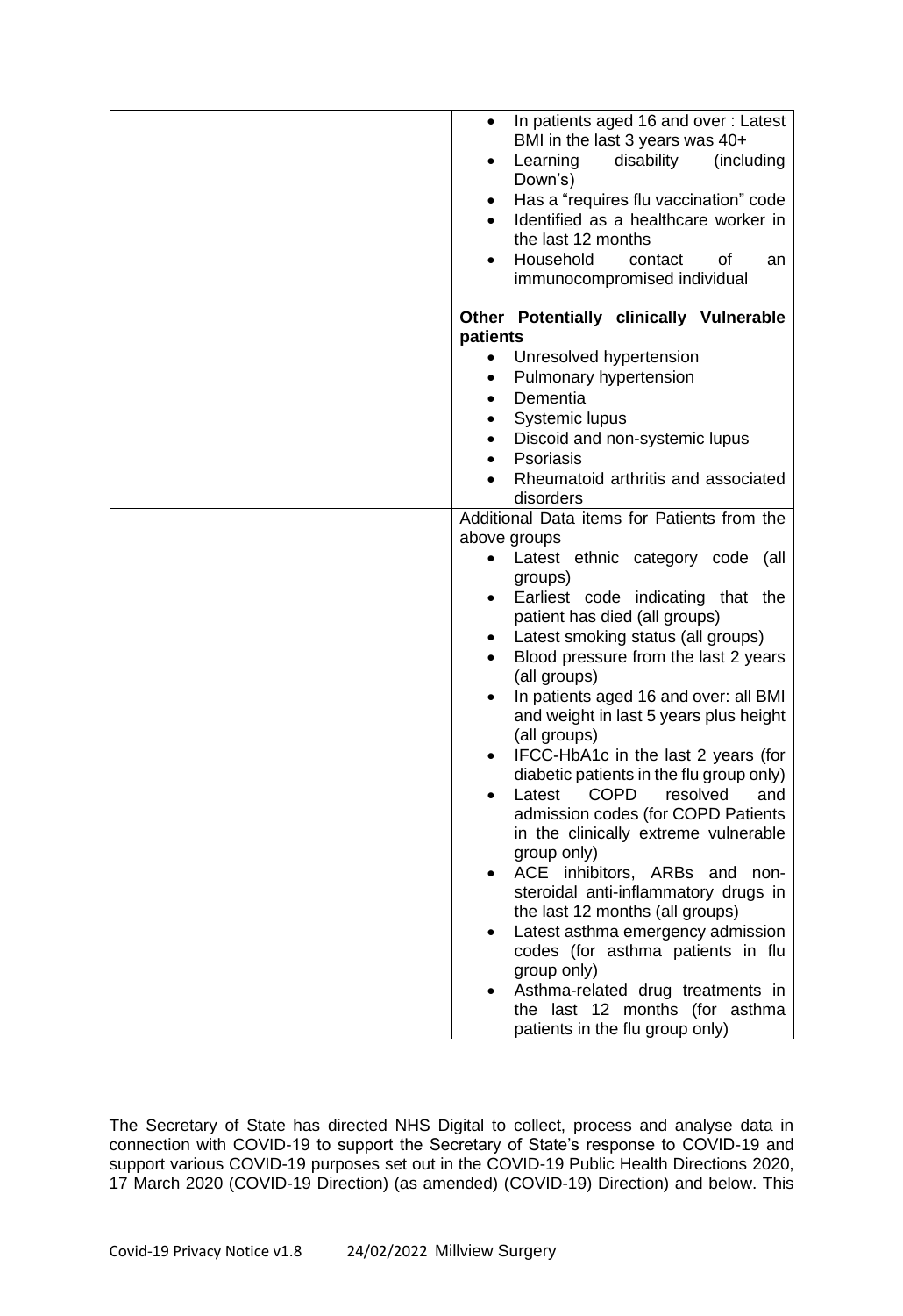| | |
|---|---|
| | • In patients aged 16 and over : Latest BMI in the last 3 years was 40+<br>• Learning disability (including Down's)<br>• Has a "requires flu vaccination" code<br>• Identified as a healthcare worker in the last 12 months<br>• Household contact of an immunocompromised individual<br><br>**Other Potentially clinically Vulnerable patients**<br>• Unresolved hypertension<br>• Pulmonary hypertension<br>• Dementia<br>• Systemic lupus<br>• Discoid and non-systemic lupus<br>• Psoriasis<br>• Rheumatoid arthritis and associated disorders |
| | Additional Data items for Patients from the above groups<br>• Latest ethnic category code (all groups)<br>• Earliest code indicating that the patient has died (all groups)<br>• Latest smoking status (all groups)<br>• Blood pressure from the last 2 years (all groups)<br>• In patients aged 16 and over: all BMI and weight in last 5 years plus height (all groups)<br>• IFCC-HbA1c in the last 2 years (for diabetic patients in the flu group only)<br>• Latest COPD resolved and admission codes (for COPD Patients in the clinically extreme vulnerable group only)<br>• ACE inhibitors, ARBs and non-steroidal anti-inflammatory drugs in the last 12 months (all groups)<br>• Latest asthma emergency admission codes (for asthma patients in flu group only)<br>• Asthma-related drug treatments in the last 12 months (for asthma patients in the flu group only) |

The Secretary of State has directed NHS Digital to collect, process and analyse data in connection with COVID-19 to support the Secretary of State's response to COVID-19 and support various COVID-19 purposes set out in the COVID-19 Public Health Directions 2020, 17 March 2020 (COVID-19 Direction) (as amended) (COVID-19) Direction) and below. This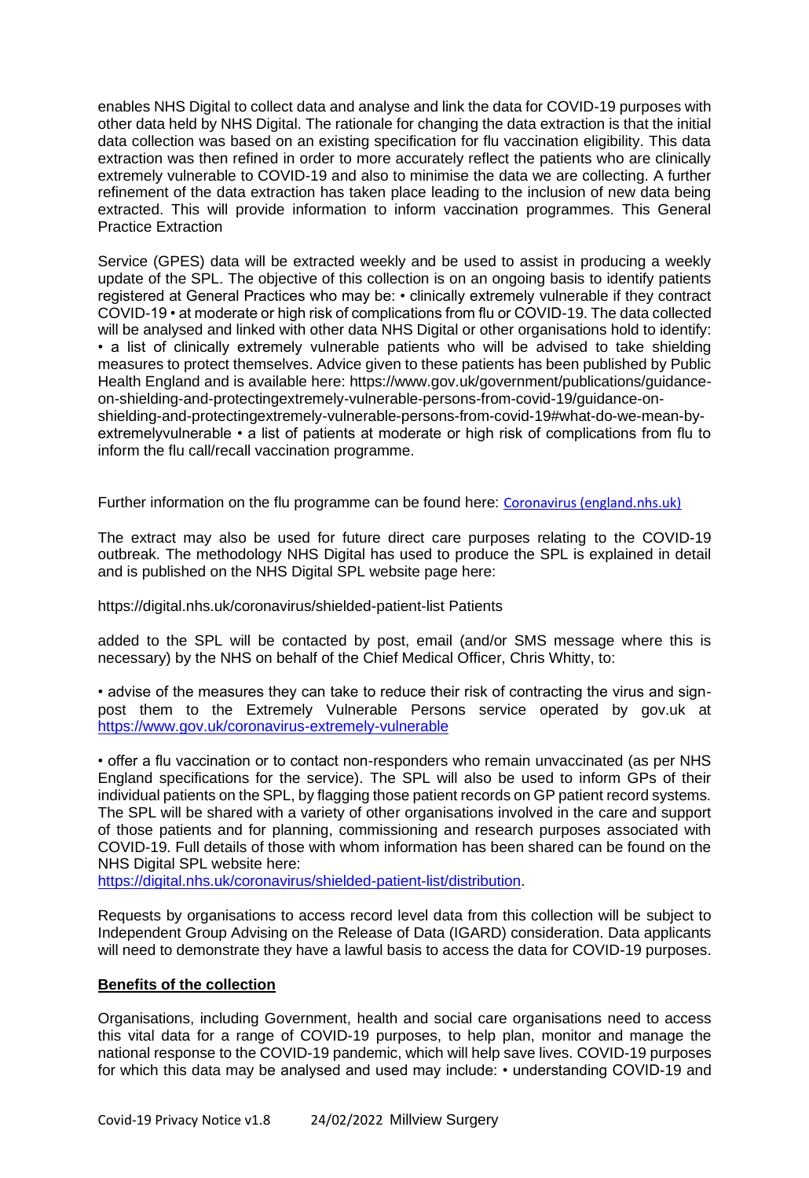enables NHS Digital to collect data and analyse and link the data for COVID-19 purposes with other data held by NHS Digital. The rationale for changing the data extraction is that the initial data collection was based on an existing specification for flu vaccination eligibility. This data extraction was then refined in order to more accurately reflect the patients who are clinically extremely vulnerable to COVID-19 and also to minimise the data we are collecting. A further refinement of the data extraction has taken place leading to the inclusion of new data being extracted. This will provide information to inform vaccination programmes. This General Practice Extraction

Service (GPES) data will be extracted weekly and be used to assist in producing a weekly update of the SPL. The objective of this collection is on an ongoing basis to identify patients registered at General Practices who may be: • clinically extremely vulnerable if they contract COVID-19 • at moderate or high risk of complications from flu or COVID-19. The data collected will be analysed and linked with other data NHS Digital or other organisations hold to identify: • a list of clinically extremely vulnerable patients who will be advised to take shielding measures to protect themselves. Advice given to these patients has been published by Public Health England and is available here: https://www.gov.uk/government/publications/guidance-on-shielding-and-protectingextremely-vulnerable-persons-from-covid-19/guidance-on-shielding-and-protectingextremely-vulnerable-persons-from-covid-19#what-do-we-mean-by-extremelyvulnerable • a list of patients at moderate or high risk of complications from flu to inform the flu call/recall vaccination programme.

Further information on the flu programme can be found here: Coronavirus (england.nhs.uk)

The extract may also be used for future direct care purposes relating to the COVID-19 outbreak. The methodology NHS Digital has used to produce the SPL is explained in detail and is published on the NHS Digital SPL website page here:

https://digital.nhs.uk/coronavirus/shielded-patient-list Patients

added to the SPL will be contacted by post, email (and/or SMS message where this is necessary) by the NHS on behalf of the Chief Medical Officer, Chris Whitty, to:

• advise of the measures they can take to reduce their risk of contracting the virus and sign-post them to the Extremely Vulnerable Persons service operated by gov.uk at https://www.gov.uk/coronavirus-extremely-vulnerable

• offer a flu vaccination or to contact non-responders who remain unvaccinated (as per NHS England specifications for the service). The SPL will also be used to inform GPs of their individual patients on the SPL, by flagging those patient records on GP patient record systems. The SPL will be shared with a variety of other organisations involved in the care and support of those patients and for planning, commissioning and research purposes associated with COVID-19. Full details of those with whom information has been shared can be found on the NHS Digital SPL website here:
https://digital.nhs.uk/coronavirus/shielded-patient-list/distribution.

Requests by organisations to access record level data from this collection will be subject to Independent Group Advising on the Release of Data (IGARD) consideration. Data applicants will need to demonstrate they have a lawful basis to access the data for COVID-19 purposes.

**Benefits of the collection**

Organisations, including Government, health and social care organisations need to access this vital data for a range of COVID-19 purposes, to help plan, monitor and manage the national response to the COVID-19 pandemic, which will help save lives. COVID-19 purposes for which this data may be analysed and used may include: • understanding COVID-19 and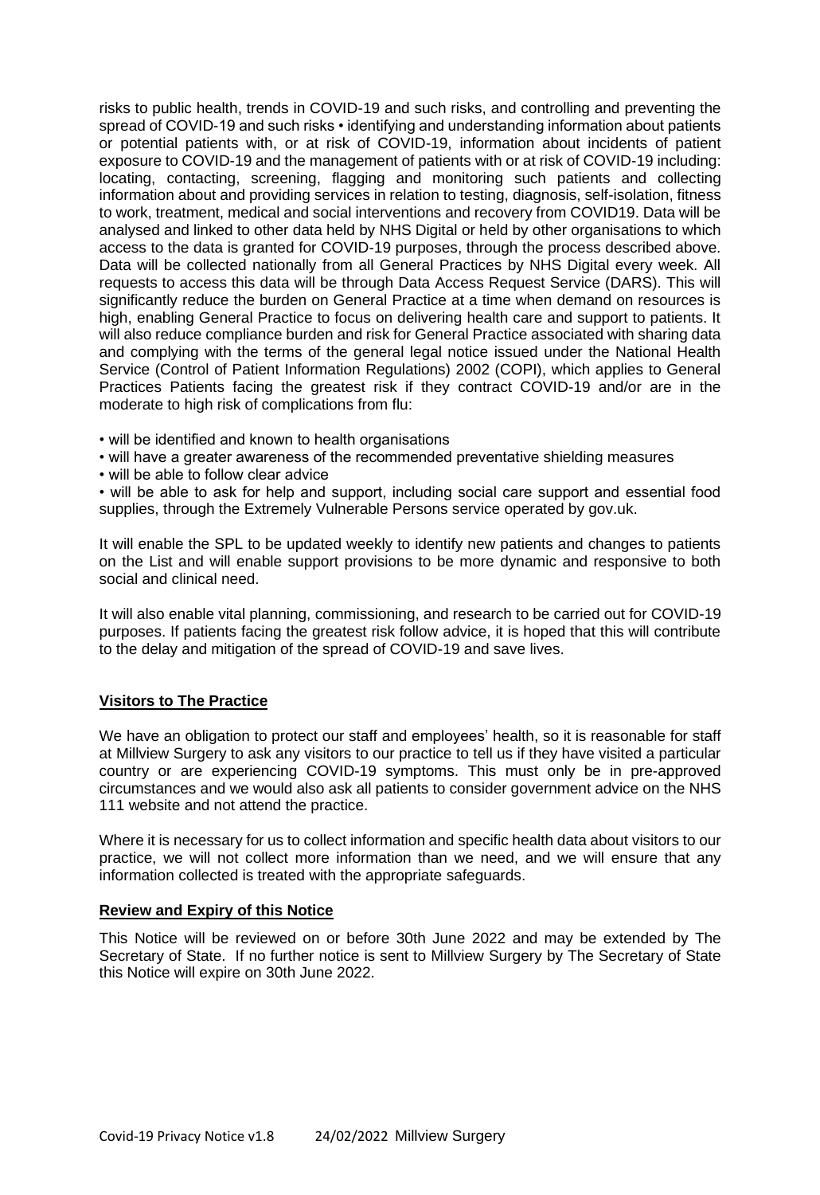risks to public health, trends in COVID-19 and such risks, and controlling and preventing the spread of COVID-19 and such risks • identifying and understanding information about patients or potential patients with, or at risk of COVID-19, information about incidents of patient exposure to COVID-19 and the management of patients with or at risk of COVID-19 including: locating, contacting, screening, flagging and monitoring such patients and collecting information about and providing services in relation to testing, diagnosis, self-isolation, fitness to work, treatment, medical and social interventions and recovery from COVID19. Data will be analysed and linked to other data held by NHS Digital or held by other organisations to which access to the data is granted for COVID-19 purposes, through the process described above. Data will be collected nationally from all General Practices by NHS Digital every week. All requests to access this data will be through Data Access Request Service (DARS). This will significantly reduce the burden on General Practice at a time when demand on resources is high, enabling General Practice to focus on delivering health care and support to patients. It will also reduce compliance burden and risk for General Practice associated with sharing data and complying with the terms of the general legal notice issued under the National Health Service (Control of Patient Information Regulations) 2002 (COPI), which applies to General Practices Patients facing the greatest risk if they contract COVID-19 and/or are in the moderate to high risk of complications from flu:

- will be identified and known to health organisations
- will have a greater awareness of the recommended preventative shielding measures
- will be able to follow clear advice
- will be able to ask for help and support, including social care support and essential food supplies, through the Extremely Vulnerable Persons service operated by gov.uk.

It will enable the SPL to be updated weekly to identify new patients and changes to patients on the List and will enable support provisions to be more dynamic and responsive to both social and clinical need.

It will also enable vital planning, commissioning, and research to be carried out for COVID-19 purposes. If patients facing the greatest risk follow advice, it is hoped that this will contribute to the delay and mitigation of the spread of COVID-19 and save lives.

## Visitors to The Practice

We have an obligation to protect our staff and employees' health, so it is reasonable for staff at Millview Surgery to ask any visitors to our practice to tell us if they have visited a particular country or are experiencing COVID-19 symptoms. This must only be in pre-approved circumstances and we would also ask all patients to consider government advice on the NHS 111 website and not attend the practice.

Where it is necessary for us to collect information and specific health data about visitors to our practice, we will not collect more information than we need, and we will ensure that any information collected is treated with the appropriate safeguards.

## Review and Expiry of this Notice

This Notice will be reviewed on or before 30th June 2022 and may be extended by The Secretary of State. If no further notice is sent to Millview Surgery by The Secretary of State this Notice will expire on 30th June 2022.